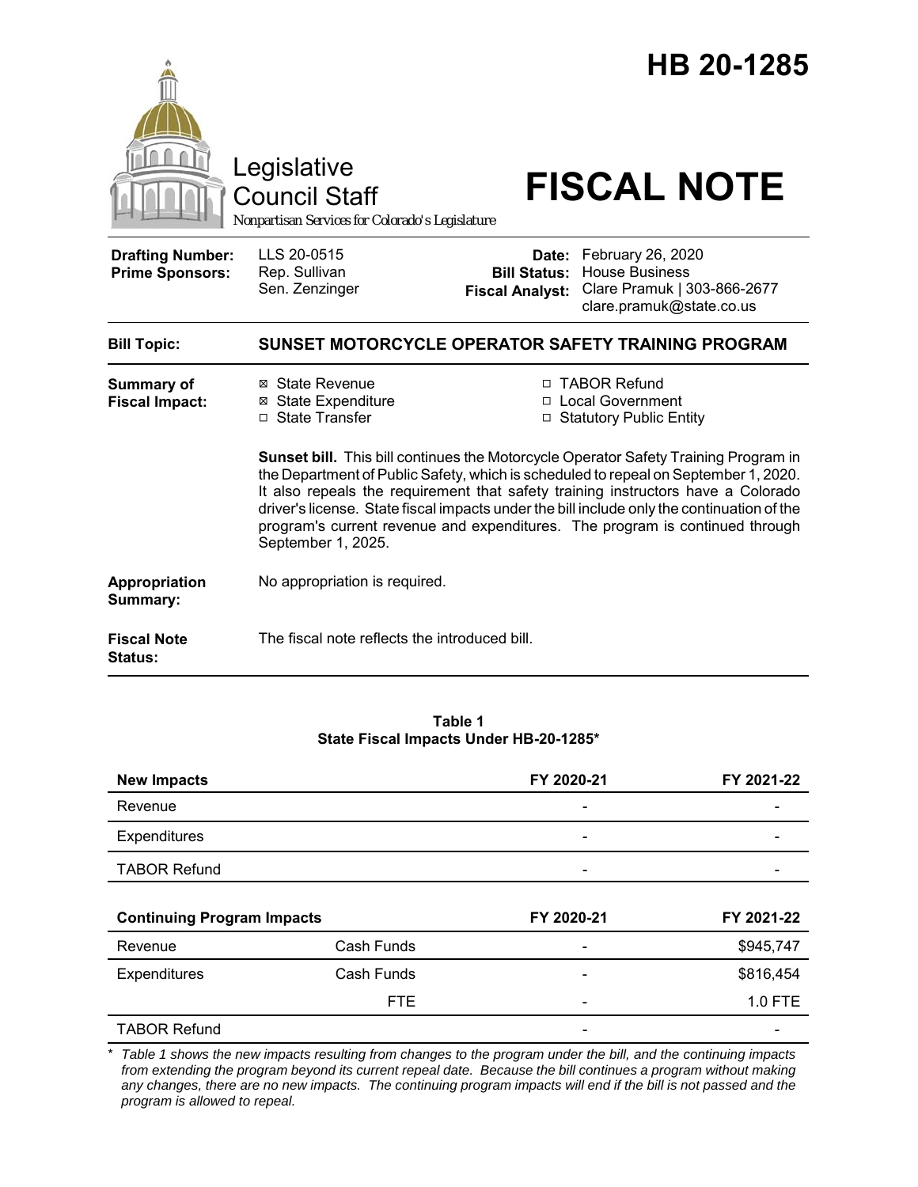# HB 20-1285

Legislative Council Staff

*Nonpartisan Services for Colorado's Legislature*

# FISCAL NOTE

| | | | |
|---|---|---|---|
| **Drafting Number:** | LLS 20-0515 | **Date:** | February 26, 2020 |
| **Prime Sponsors:** | Rep. Sullivan<br>Sen. Zenzinger | **Bill Status:** | House Business |
| | | **Fiscal Analyst:** | Clare Pramuk \| 303-866-2677<br>clare.pramuk@state.co.us |

**Bill Topic:** **SUNSET MOTORCYCLE OPERATOR SAFETY TRAINING PROGRAM**

**Summary of Fiscal Impact:**

- ☒ State Revenue
- ☒ State Expenditure
- ☐ State Transfer
- ☐ TABOR Refund
- ☐ Local Government
- ☐ Statutory Public Entity

**Sunset bill.** This bill continues the Motorcycle Operator Safety Training Program in the Department of Public Safety, which is scheduled to repeal on September 1, 2020. It also repeals the requirement that safety training instructors have a Colorado driver's license. State fiscal impacts under the bill include only the continuation of the program's current revenue and expenditures. The program is continued through September 1, 2025.

**Appropriation Summary:** No appropriation is required.

**Fiscal Note Status:** The fiscal note reflects the introduced bill.

**Table 1**
**State Fiscal Impacts Under HB-20-1285***

| **New Impacts** | | **FY 2020-21** | **FY 2021-22** |
|---|---|---|---|
| Revenue | | - | - |
| Expenditures | | - | - |
| TABOR Refund | | - | - |
| **Continuing Program Impacts** | | **FY 2020-21** | **FY 2021-22** |
| Revenue | Cash Funds | - | $945,747 |
| Expenditures | Cash Funds | - | $816,454 |
| | FTE | - | 1.0 FTE |
| TABOR Refund | | - | - |

\* *Table 1 shows the new impacts resulting from changes to the program under the bill, and the continuing impacts from extending the program beyond its current repeal date. Because the bill continues a program without making any changes, there are no new impacts. The continuing program impacts will end if the bill is not passed and the program is allowed to repeal.*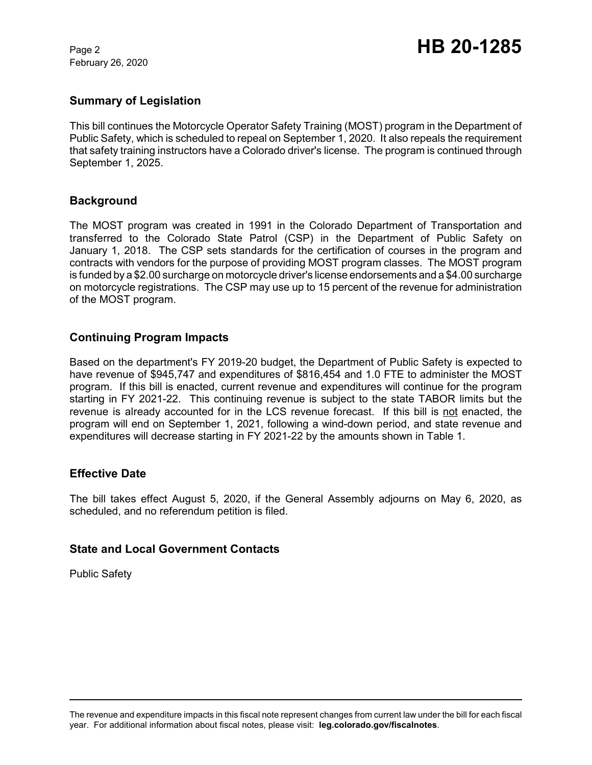## Summary of Legislation

This bill continues the Motorcycle Operator Safety Training (MOST) program in the Department of Public Safety, which is scheduled to repeal on September 1, 2020. It also repeals the requirement that safety training instructors have a Colorado driver's license. The program is continued through September 1, 2025.

## Background

The MOST program was created in 1991 in the Colorado Department of Transportation and transferred to the Colorado State Patrol (CSP) in the Department of Public Safety on January 1, 2018. The CSP sets standards for the certification of courses in the program and contracts with vendors for the purpose of providing MOST program classes. The MOST program is funded by a $2.00 surcharge on motorcycle driver's license endorsements and a $4.00 surcharge on motorcycle registrations. The CSP may use up to 15 percent of the revenue for administration of the MOST program.

## Continuing Program Impacts

Based on the department's FY 2019-20 budget, the Department of Public Safety is expected to have revenue of $945,747 and expenditures of $816,454 and 1.0 FTE to administer the MOST program. If this bill is enacted, current revenue and expenditures will continue for the program starting in FY 2021-22. This continuing revenue is subject to the state TABOR limits but the revenue is already accounted for in the LCS revenue forecast. If this bill is not enacted, the program will end on September 1, 2021, following a wind-down period, and state revenue and expenditures will decrease starting in FY 2021-22 by the amounts shown in Table 1.

## Effective Date

The bill takes effect August 5, 2020, if the General Assembly adjourns on May 6, 2020, as scheduled, and no referendum petition is filed.

## State and Local Government Contacts

Public Safety

The revenue and expenditure impacts in this fiscal note represent changes from current law under the bill for each fiscal year. For additional information about fiscal notes, please visit: **leg.colorado.gov/fiscalnotes**.